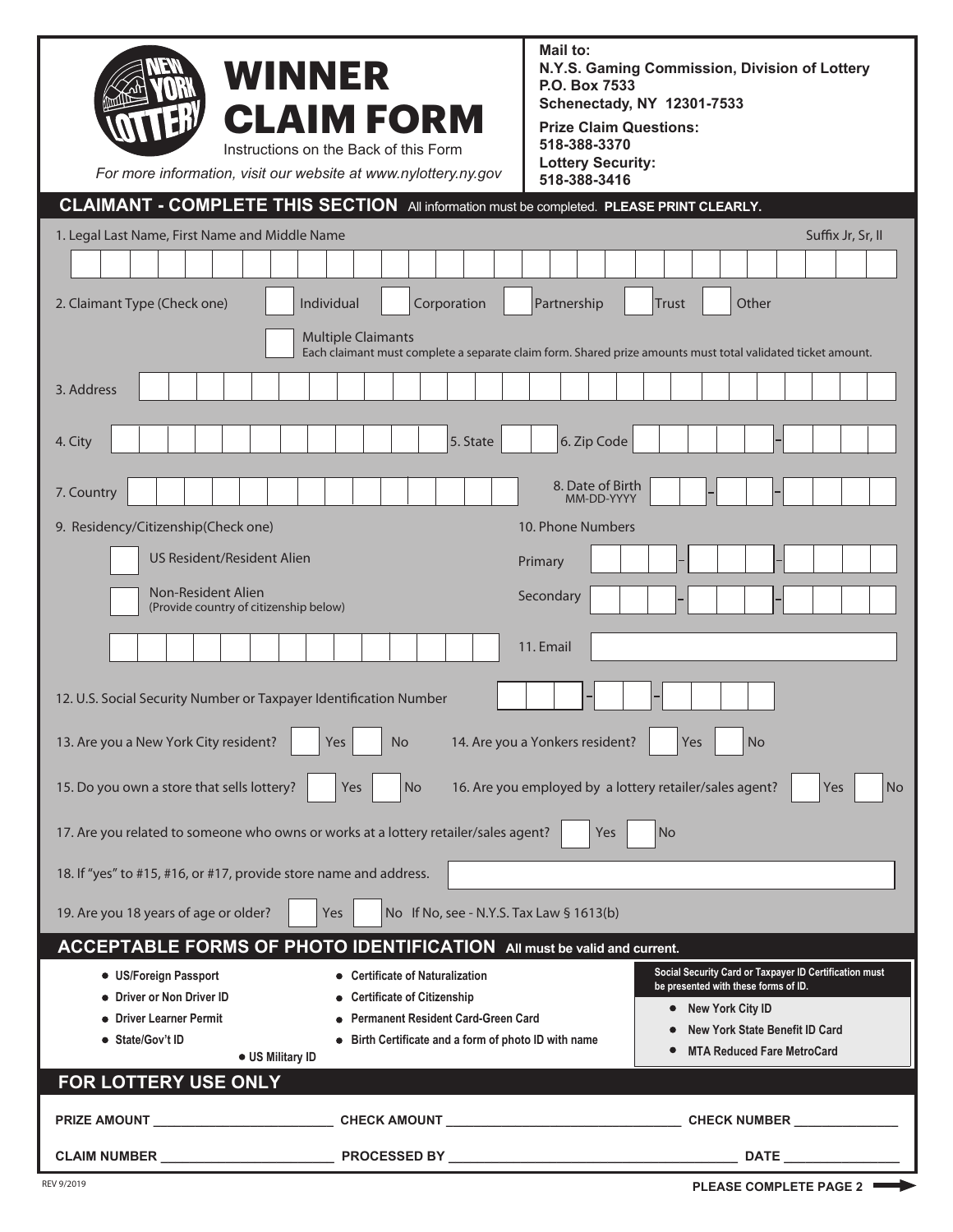# WINNER CLAIM FORM

Instructions on the Back of this Form

*For more information, visit our website at www.nylottery.ny.gov*

**Mail to:**
**N.Y.S. Gaming Commission, Division of Lottery**
**P.O. Box 7533**
**Schenectady, NY 12301-7533**

**Prize Claim Questions:**
**518-388-3370**

**Lottery Security:**
**518-388-3416**

## CLAIMANT - COMPLETE THIS SECTION

All information must be completed. **PLEASE PRINT CLEARLY.**

1. Legal Last Name, First Name and Middle Name — Suffix Jr, Sr, II

2. Claimant Type (Check one) ☐ Individual ☐ Corporation ☐ Partnership ☐ Trust ☐ Other

   ☐ Multiple Claimants
   Each claimant must complete a separate claim form. Shared prize amounts must total validated ticket amount.

3. Address

4. City 5. State 6. Zip Code

7. Country 8. Date of Birth MM-DD-YYYY

9. Residency/Citizenship(Check one)

   ☐ US Resident/Resident Alien

   ☐ Non-Resident Alien
   (Provide country of citizenship below)

10. Phone Numbers

    Primary

    Secondary

11. Email

12. U.S. Social Security Number or Taxpayer Identification Number

13. Are you a New York City resident? ☐ Yes ☐ No

14. Are you a Yonkers resident? ☐ Yes ☐ No

15. Do you own a store that sells lottery? ☐ Yes ☐ No

16. Are you employed by a lottery retailer/sales agent? ☐ Yes ☐ No

17. Are you related to someone who owns or works at a lottery retailer/sales agent? ☐ Yes ☐ No

18. If "yes" to #15, #16, or #17, provide store name and address.

19. Are you 18 years of age or older? ☐ Yes ☐ No If No, see - N.Y.S. Tax Law § 1613(b)

## ACCEPTABLE FORMS OF PHOTO IDENTIFICATION

**All must be valid and current.**

- **US/Foreign Passport**
- **Driver or Non Driver ID**
- **Driver Learner Permit**
- **State/Gov't ID**
- **US Military ID**
- **Certificate of Naturalization**
- **Certificate of Citizenship**
- **Permanent Resident Card-Green Card**
- **Birth Certificate and a form of photo ID with name**

**Social Security Card or Taxpayer ID Certification must be presented with these forms of ID.**

- **New York City ID**
- **New York State Benefit ID Card**
- **MTA Reduced Fare MetroCard**

## FOR LOTTERY USE ONLY

**PRIZE AMOUNT** ____________ **CHECK AMOUNT** ____________ **CHECK NUMBER** ____________

**CLAIM NUMBER** ____________ **PROCESSED BY** ____________ **DATE** ____________

REV 9/2019

**PLEASE COMPLETE PAGE 2**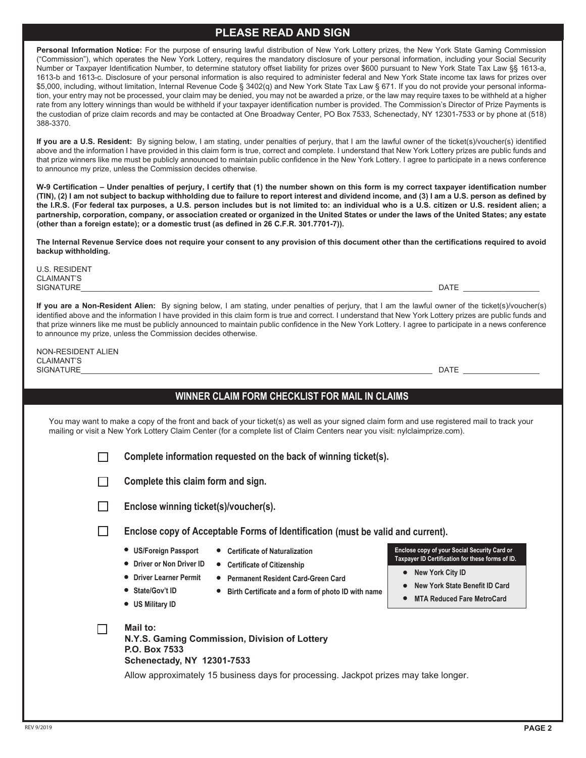## PLEASE READ AND SIGN

**Personal Information Notice:** For the purpose of ensuring lawful distribution of New York Lottery prizes, the New York State Gaming Commission ("Commission"), which operates the New York Lottery, requires the mandatory disclosure of your personal information, including your Social Security Number or Taxpayer Identification Number, to determine statutory offset liability for prizes over $600 pursuant to New York State Tax Law §§ 1613-a, 1613-b and 1613-c. Disclosure of your personal information is also required to administer federal and New York State income tax laws for prizes over $5,000, including, without limitation, Internal Revenue Code § 3402(q) and New York State Tax Law § 671. If you do not provide your personal information, your entry may not be processed, your claim may be denied, you may not be awarded a prize, or the law may require taxes to be withheld at a higher rate from any lottery winnings than would be withheld if your taxpayer identification number is provided. The Commission's Director of Prize Payments is the custodian of prize claim records and may be contacted at One Broadway Center, PO Box 7533, Schenectady, NY 12301-7533 or by phone at (518) 388-3370.

**If you are a U.S. Resident:** By signing below, I am stating, under penalties of perjury, that I am the lawful owner of the ticket(s)/voucher(s) identified above and the information I have provided in this claim form is true, correct and complete. I understand that New York Lottery prizes are public funds and that prize winners like me must be publicly announced to maintain public confidence in the New York Lottery. I agree to participate in a news conference to announce my prize, unless the Commission decides otherwise.

**W-9 Certification – Under penalties of perjury, I certify that (1) the number shown on this form is my correct taxpayer identification number (TIN), (2) I am not subject to backup withholding due to failure to report interest and dividend income, and (3) I am a U.S. person as defined by the I.R.S. (For federal tax purposes, a U.S. person includes but is not limited to: an individual who is a U.S. citizen or U.S. resident alien; a partnership, corporation, company, or association created or organized in the United States or under the laws of the United States; any estate (other than a foreign estate); or a domestic trust (as defined in 26 C.F.R. 301.7701-7)).**

**The Internal Revenue Service does not require your consent to any provision of this document other than the certifications required to avoid backup withholding.**

U.S. RESIDENT CLAIMANT'S SIGNATURE\_\_\_\_\_\_\_\_\_\_\_\_\_\_\_\_\_\_\_\_\_\_\_\_\_\_\_\_\_\_ DATE \_\_\_\_\_\_\_\_\_\_\_\_

**If you are a Non-Resident Alien:** By signing below, I am stating, under penalties of perjury, that I am the lawful owner of the ticket(s)/voucher(s) identified above and the information I have provided in this claim form is true and correct. I understand that New York Lottery prizes are public funds and that prize winners like me must be publicly announced to maintain public confidence in the New York Lottery. I agree to participate in a news conference to announce my prize, unless the Commission decides otherwise.

NON-RESIDENT ALIEN CLAIMANT'S SIGNATURE\_\_\_\_\_\_\_\_\_\_\_\_\_\_\_\_\_\_\_\_\_\_\_\_\_\_\_\_\_\_ DATE \_\_\_\_\_\_\_\_\_\_\_\_

## WINNER CLAIM FORM CHECKLIST FOR MAIL IN CLAIMS

You may want to make a copy of the front and back of your ticket(s) as well as your signed claim form and use registered mail to track your mailing or visit a New York Lottery Claim Center (for a complete list of Claim Centers near you visit: nylclaimprize.com).

- ☐ **Complete information requested on the back of winning ticket(s).**
- ☐ **Complete this claim form and sign.**
- ☐ **Enclose winning ticket(s)/voucher(s).**
- ☐ **Enclose copy of Acceptable Forms of Identification (must be valid and current).**
  - **US/Foreign Passport**
  - **Driver or Non Driver ID**
  - **Driver Learner Permit**
  - **State/Gov't ID**
  - **US Military ID**
  - **Certificate of Naturalization**
  - **Certificate of Citizenship**
  - **Permanent Resident Card-Green Card**
  - **Birth Certificate and a form of photo ID with name**

  **Enclose copy of your Social Security Card or Taxpayer ID Certification for these forms of ID.**
  - **New York City ID**
  - **New York State Benefit ID Card**
  - **MTA Reduced Fare MetroCard**
- ☐ **Mail to:**
  **N.Y.S. Gaming Commission, Division of Lottery**
  **P.O. Box 7533**
  **Schenectady, NY 12301-7533**

  Allow approximately 15 business days for processing. Jackpot prizes may take longer.

REV 9/2019